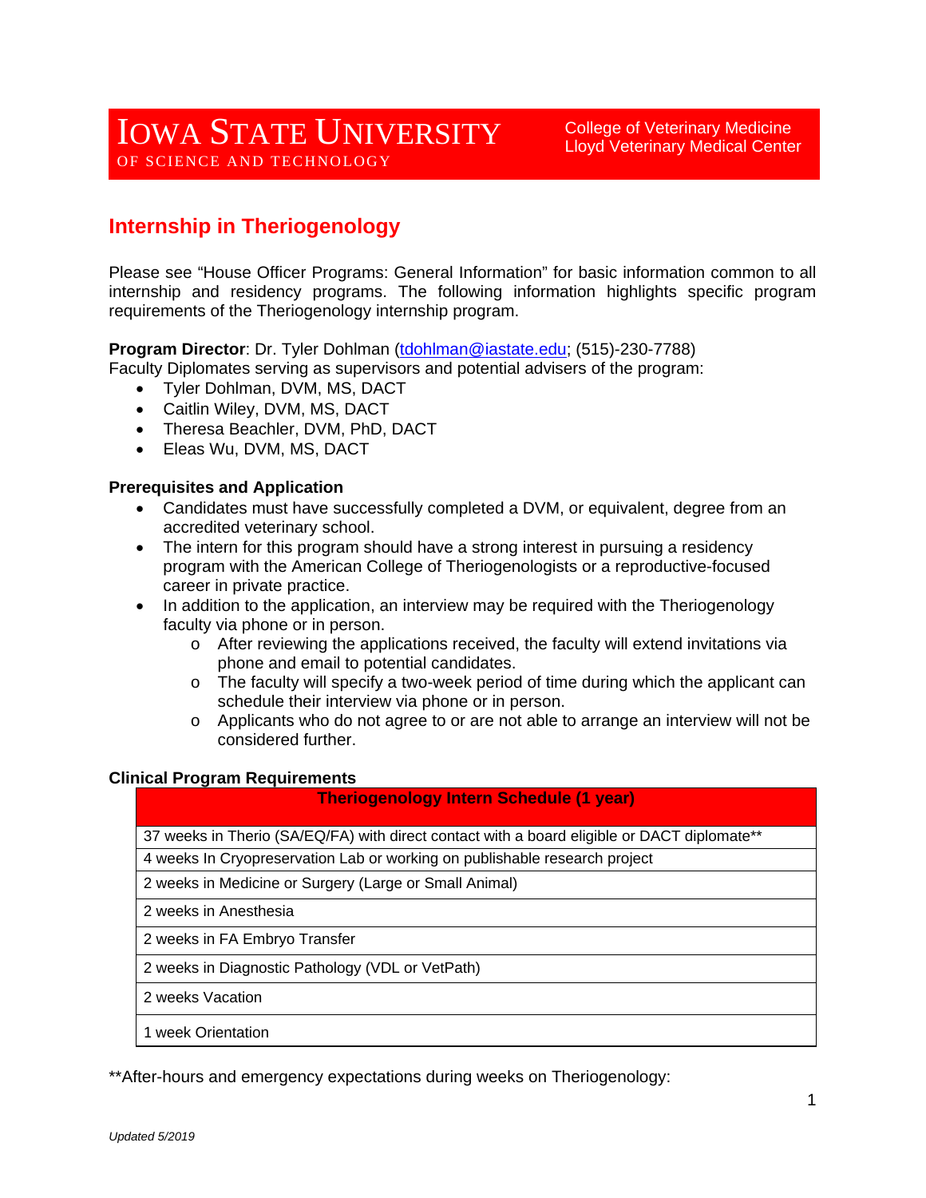IOWA STATE UNIVERSITY
OF SCIENCE AND TECHNOLOGY

College of Veterinary Medicine
Lloyd Veterinary Medical Center

# Internship in Theriogenology

Please see "House Officer Programs: General Information" for basic information common to all internship and residency programs. The following information highlights specific program requirements of the Theriogenology internship program.

**Program Director**: Dr. Tyler Dohlman (tdohlman@iastate.edu; (515)-230-7788)
Faculty Diplomates serving as supervisors and potential advisers of the program:

- Tyler Dohlman, DVM, MS, DACT
- Caitlin Wiley, DVM, MS, DACT
- Theresa Beachler, DVM, PhD, DACT
- Eleas Wu, DVM, MS, DACT

**Prerequisites and Application**

- Candidates must have successfully completed a DVM, or equivalent, degree from an accredited veterinary school.
- The intern for this program should have a strong interest in pursuing a residency program with the American College of Theriogenologists or a reproductive-focused career in private practice.
- In addition to the application, an interview may be required with the Theriogenology faculty via phone or in person.
  - After reviewing the applications received, the faculty will extend invitations via phone and email to potential candidates.
  - The faculty will specify a two-week period of time during which the applicant can schedule their interview via phone or in person.
  - Applicants who do not agree to or are not able to arrange an interview will not be considered further.

**Clinical Program Requirements**

| Theriogenology Intern Schedule (1 year) |
| --- |
| 37 weeks in Therio (SA/EQ/FA) with direct contact with a board eligible or DACT diplomate** |
| 4 weeks In Cryopreservation Lab or working on publishable research project |
| 2 weeks in Medicine or Surgery (Large or Small Animal) |
| 2 weeks in Anesthesia |
| 2 weeks in FA Embryo Transfer |
| 2 weeks in Diagnostic Pathology (VDL or VetPath) |
| 2 weeks Vacation |
| 1 week Orientation |

**After-hours and emergency expectations during weeks on Theriogenology:

*Updated 5/2019*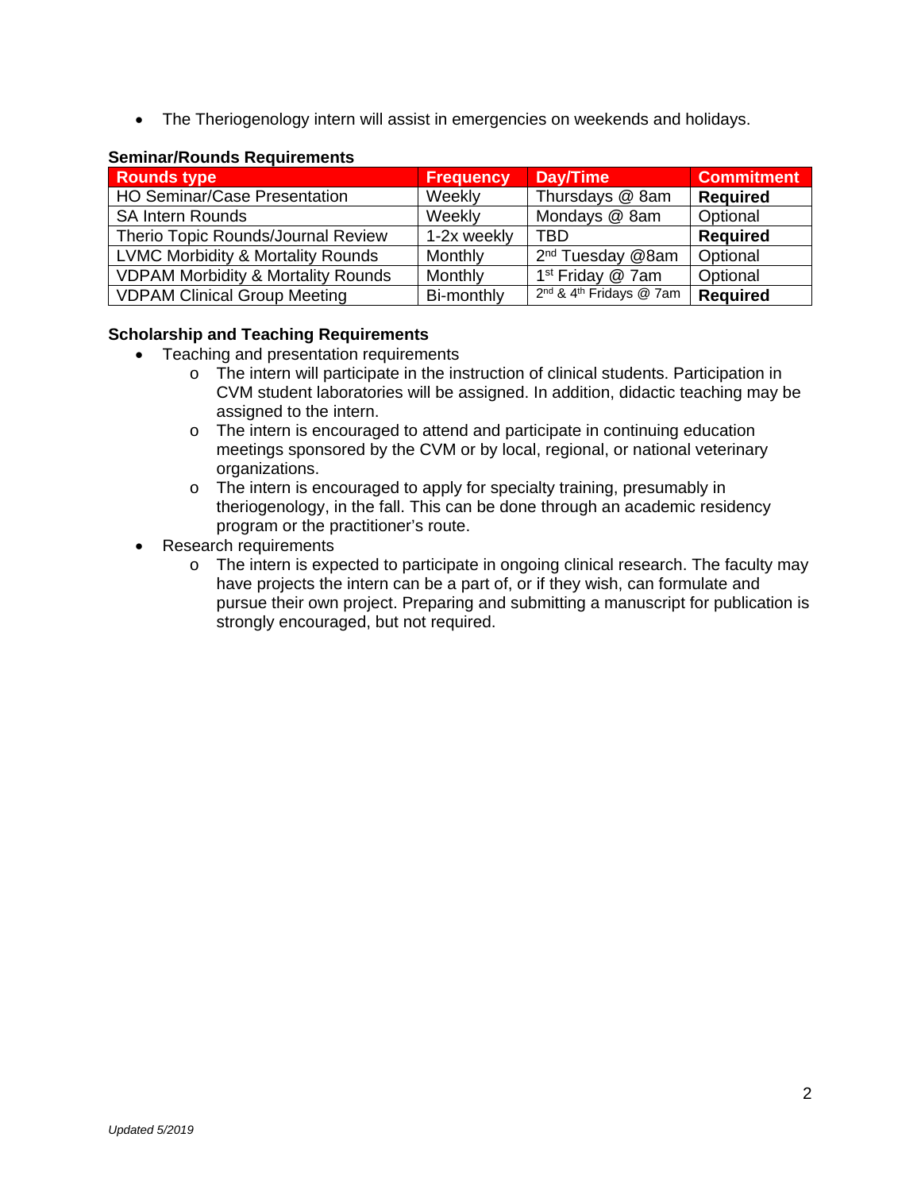- The Theriogenology intern will assist in emergencies on weekends and holidays.

**Seminar/Rounds Requirements**

| Rounds type | Frequency | Day/Time | Commitment |
|---|---|---|---|
| HO Seminar/Case Presentation | Weekly | Thursdays @ 8am | **Required** |
| SA Intern Rounds | Weekly | Mondays @ 8am | Optional |
| Therio Topic Rounds/Journal Review | 1-2x weekly | TBD | **Required** |
| LVMC Morbidity & Mortality Rounds | Monthly | 2nd Tuesday @8am | Optional |
| VDPAM Morbidity & Mortality Rounds | Monthly | 1st Friday @ 7am | Optional |
| VDPAM Clinical Group Meeting | Bi-monthly | 2nd & 4th Fridays @ 7am | **Required** |

**Scholarship and Teaching Requirements**

- Teaching and presentation requirements
  - The intern will participate in the instruction of clinical students. Participation in CVM student laboratories will be assigned. In addition, didactic teaching may be assigned to the intern.
  - The intern is encouraged to attend and participate in continuing education meetings sponsored by the CVM or by local, regional, or national veterinary organizations.
  - The intern is encouraged to apply for specialty training, presumably in theriogenology, in the fall. This can be done through an academic residency program or the practitioner's route.
- Research requirements
  - The intern is expected to participate in ongoing clinical research. The faculty may have projects the intern can be a part of, or if they wish, can formulate and pursue their own project. Preparing and submitting a manuscript for publication is strongly encouraged, but not required.

*Updated 5/2019*